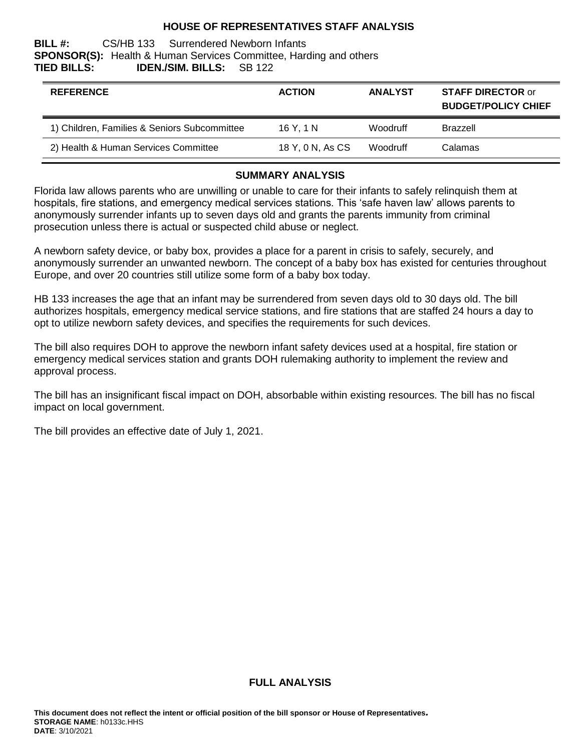# HOUSE OF REPRESENTATIVES STAFF ANALYSIS

**BILL #:** CS/HB 133 Surrendered Newborn Infants
**SPONSOR(S):** Health & Human Services Committee, Harding and others
**TIED BILLS:** **IDEN./SIM. BILLS:** SB 122

| REFERENCE | ACTION | ANALYST | STAFF DIRECTOR or BUDGET/POLICY CHIEF |
|---|---|---|---|
| 1) Children, Families & Seniors Subcommittee | 16 Y, 1 N | Woodruff | Brazzell |
| 2) Health & Human Services Committee | 18 Y, 0 N, As CS | Woodruff | Calamas |

## SUMMARY ANALYSIS

Florida law allows parents who are unwilling or unable to care for their infants to safely relinquish them at hospitals, fire stations, and emergency medical services stations. This 'safe haven law' allows parents to anonymously surrender infants up to seven days old and grants the parents immunity from criminal prosecution unless there is actual or suspected child abuse or neglect.

A newborn safety device, or baby box, provides a place for a parent in crisis to safely, securely, and anonymously surrender an unwanted newborn. The concept of a baby box has existed for centuries throughout Europe, and over 20 countries still utilize some form of a baby box today.

HB 133 increases the age that an infant may be surrendered from seven days old to 30 days old. The bill authorizes hospitals, emergency medical service stations, and fire stations that are staffed 24 hours a day to opt to utilize newborn safety devices, and specifies the requirements for such devices.

The bill also requires DOH to approve the newborn infant safety devices used at a hospital, fire station or emergency medical services station and grants DOH rulemaking authority to implement the review and approval process.

The bill has an insignificant fiscal impact on DOH, absorbable within existing resources. The bill has no fiscal impact on local government.

The bill provides an effective date of July 1, 2021.

## FULL ANALYSIS

**This document does not reflect the intent or official position of the bill sponsor or House of Representatives.**
**STORAGE NAME**: h0133c.HHS
**DATE**: 3/10/2021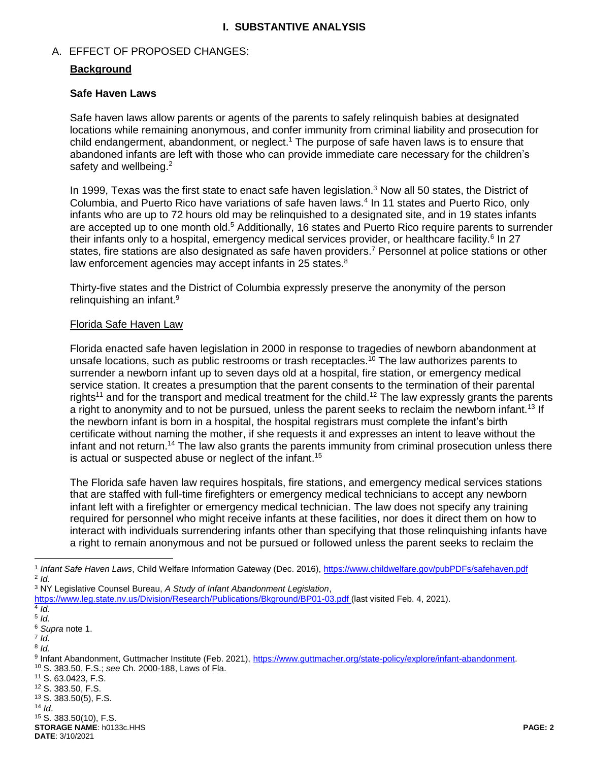# I. SUBSTANTIVE ANALYSIS

## A. EFFECT OF PROPOSED CHANGES:

### Background

#### Safe Haven Laws

Safe haven laws allow parents or agents of the parents to safely relinquish babies at designated locations while remaining anonymous, and confer immunity from criminal liability and prosecution for child endangerment, abandonment, or neglect.[1] The purpose of safe haven laws is to ensure that abandoned infants are left with those who can provide immediate care necessary for the children's safety and wellbeing.[2]

In 1999, Texas was the first state to enact safe haven legislation.[3] Now all 50 states, the District of Columbia, and Puerto Rico have variations of safe haven laws.[4] In 11 states and Puerto Rico, only infants who are up to 72 hours old may be relinquished to a designated site, and in 19 states infants are accepted up to one month old.[5] Additionally, 16 states and Puerto Rico require parents to surrender their infants only to a hospital, emergency medical services provider, or healthcare facility.[6] In 27 states, fire stations are also designated as safe haven providers.[7] Personnel at police stations or other law enforcement agencies may accept infants in 25 states.[8]

Thirty-five states and the District of Columbia expressly preserve the anonymity of the person relinquishing an infant.[9]

Florida Safe Haven Law

Florida enacted safe haven legislation in 2000 in response to tragedies of newborn abandonment at unsafe locations, such as public restrooms or trash receptacles.[10] The law authorizes parents to surrender a newborn infant up to seven days old at a hospital, fire station, or emergency medical service station. It creates a presumption that the parent consents to the termination of their parental rights[11] and for the transport and medical treatment for the child.[12] The law expressly grants the parents a right to anonymity and to not be pursued, unless the parent seeks to reclaim the newborn infant.[13] If the newborn infant is born in a hospital, the hospital registrars must complete the infant's birth certificate without naming the mother, if she requests it and expresses an intent to leave without the infant and not return.[14] The law also grants the parents immunity from criminal prosecution unless there is actual or suspected abuse or neglect of the infant.[15]

The Florida safe haven law requires hospitals, fire stations, and emergency medical services stations that are staffed with full-time firefighters or emergency medical technicians to accept any newborn infant left with a firefighter or emergency medical technician. The law does not specify any training required for personnel who might receive infants at these facilities, nor does it direct them on how to interact with individuals surrendering infants other than specifying that those relinquishing infants have a right to remain anonymous and not be pursued or followed unless the parent seeks to reclaim the

---

[1] *Infant Safe Haven Laws*, Child Welfare Information Gateway (Dec. 2016), https://www.childwelfare.gov/pubPDFs/safehaven.pdf
[2] *Id.*
[3] NY Legislative Counsel Bureau, *A Study of Infant Abandonment Legislation*, https://www.leg.state.nv.us/Division/Research/Publications/Bkground/BP01-03.pdf (last visited Feb. 4, 2021).
[4] *Id.*
[5] *Id.*
[6] *Supra* note 1.
[7] *Id.*
[8] *Id.*
[9] Infant Abandonment, Guttmacher Institute (Feb. 2021), https://www.guttmacher.org/state-policy/explore/infant-abandonment.
[10] S. 383.50, F.S.; *see* Ch. 2000-188, Laws of Fla.
[11] S. 63.0423, F.S.
[12] S. 383.50, F.S.
[13] S. 383.50(5), F.S.
[14] *Id*.
[15] S. 383.50(10), F.S.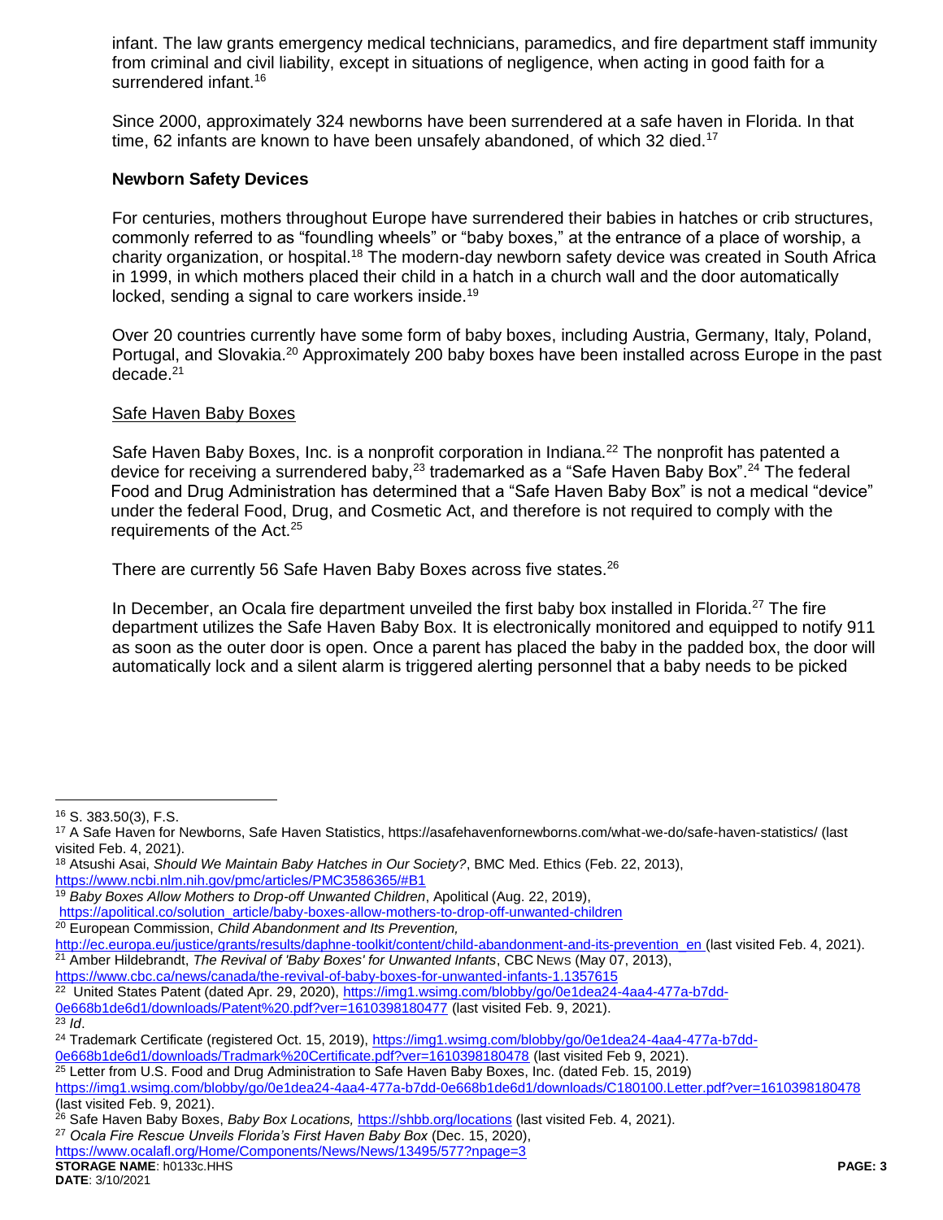infant. The law grants emergency medical technicians, paramedics, and fire department staff immunity from criminal and civil liability, except in situations of negligence, when acting in good faith for a surrendered infant.[16]

Since 2000, approximately 324 newborns have been surrendered at a safe haven in Florida. In that time, 62 infants are known to have been unsafely abandoned, of which 32 died.[17]

**Newborn Safety Devices**

For centuries, mothers throughout Europe have surrendered their babies in hatches or crib structures, commonly referred to as "foundling wheels" or "baby boxes," at the entrance of a place of worship, a charity organization, or hospital.[18] The modern-day newborn safety device was created in South Africa in 1999, in which mothers placed their child in a hatch in a church wall and the door automatically locked, sending a signal to care workers inside.[19]

Over 20 countries currently have some form of baby boxes, including Austria, Germany, Italy, Poland, Portugal, and Slovakia.[20] Approximately 200 baby boxes have been installed across Europe in the past decade.[21]

Safe Haven Baby Boxes

Safe Haven Baby Boxes, Inc. is a nonprofit corporation in Indiana.[22] The nonprofit has patented a device for receiving a surrendered baby,[23] trademarked as a "Safe Haven Baby Box".[24] The federal Food and Drug Administration has determined that a "Safe Haven Baby Box" is not a medical "device" under the federal Food, Drug, and Cosmetic Act, and therefore is not required to comply with the requirements of the Act.[25]

There are currently 56 Safe Haven Baby Boxes across five states.[26]

In December, an Ocala fire department unveiled the first baby box installed in Florida.[27] The fire department utilizes the Safe Haven Baby Box. It is electronically monitored and equipped to notify 911 as soon as the outer door is open. Once a parent has placed the baby in the padded box, the door will automatically lock and a silent alarm is triggered alerting personnel that a baby needs to be picked

---

[16] S. 383.50(3), F.S.

[17] A Safe Haven for Newborns, Safe Haven Statistics, https://asafehavenfornewborns.com/what-we-do/safe-haven-statistics/ (last visited Feb. 4, 2021).

[18] Atsushi Asai, *Should We Maintain Baby Hatches in Our Society?*, BMC Med. Ethics (Feb. 22, 2013), https://www.ncbi.nlm.nih.gov/pmc/articles/PMC3586365/#B1

[19] *Baby Boxes Allow Mothers to Drop-off Unwanted Children*, Apolitical (Aug. 22, 2019), https://apolitical.co/solution_article/baby-boxes-allow-mothers-to-drop-off-unwanted-children

[20] European Commission, *Child Abandonment and Its Prevention,* http://ec.europa.eu/justice/grants/results/daphne-toolkit/content/child-abandonment-and-its-prevention_en (last visited Feb. 4, 2021).

[21] Amber Hildebrandt, *The Revival of 'Baby Boxes' for Unwanted Infants*, CBC NEWS (May 07, 2013), https://www.cbc.ca/news/canada/the-revival-of-baby-boxes-for-unwanted-infants-1.1357615

[22] United States Patent (dated Apr. 29, 2020), https://img1.wsimg.com/blobby/go/0e1dea24-4aa4-477a-b7dd-0e668b1de6d1/downloads/Patent%20.pdf?ver=1610398180477 (last visited Feb. 9, 2021).

[23] *Id*.

[24] Trademark Certificate (registered Oct. 15, 2019), https://img1.wsimg.com/blobby/go/0e1dea24-4aa4-477a-b7dd-0e668b1de6d1/downloads/Tradmark%20Certificate.pdf?ver=1610398180478 (last visited Feb 9, 2021).

[25] Letter from U.S. Food and Drug Administration to Safe Haven Baby Boxes, Inc. (dated Feb. 15, 2019) https://img1.wsimg.com/blobby/go/0e1dea24-4aa4-477a-b7dd-0e668b1de6d1/downloads/C180100.Letter.pdf?ver=1610398180478 (last visited Feb. 9, 2021).

[26] Safe Haven Baby Boxes, *Baby Box Locations,* https://shbb.org/locations (last visited Feb. 4, 2021).

[27] *Ocala Fire Rescue Unveils Florida's First Haven Baby Box* (Dec. 15, 2020), https://www.ocalafl.org/Home/Components/News/News/13495/577?npage=3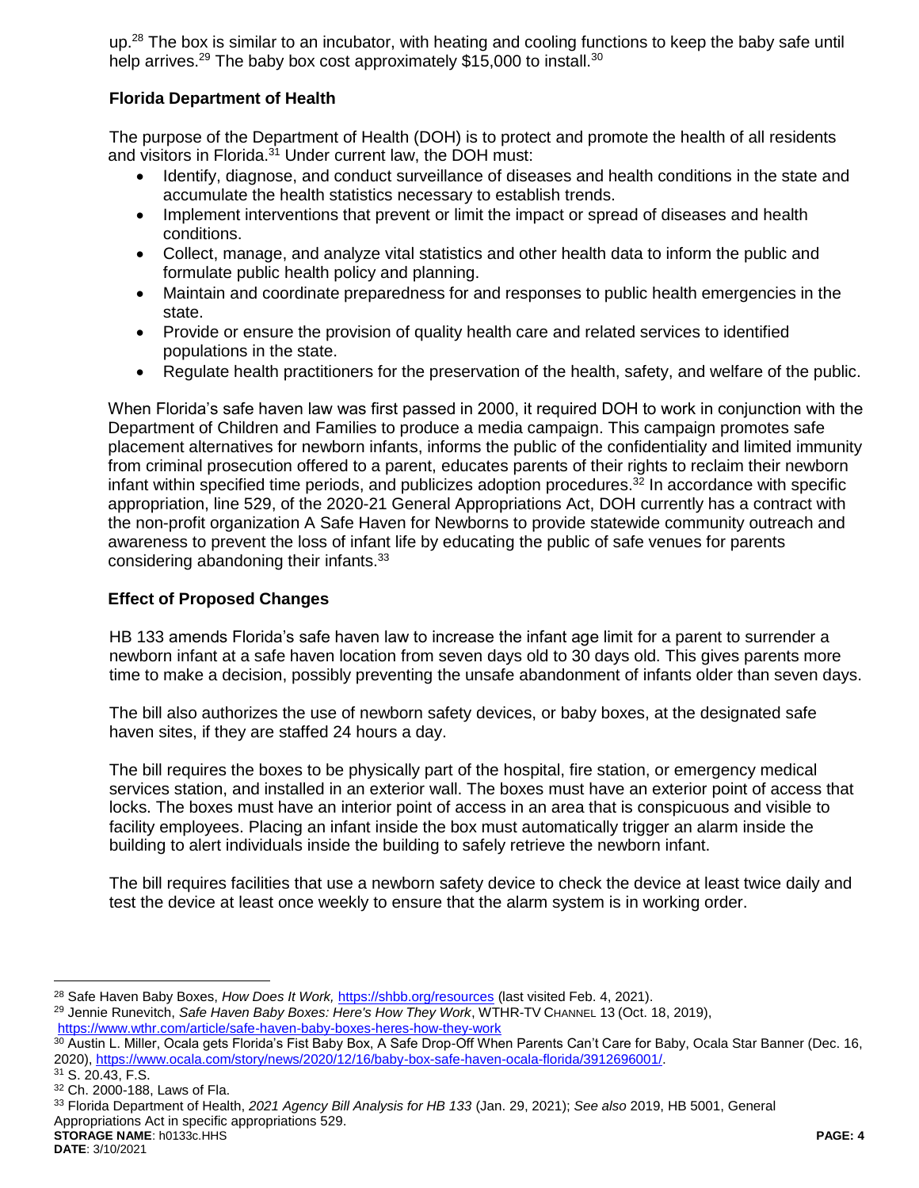up.[28] The box is similar to an incubator, with heating and cooling functions to keep the baby safe until help arrives.[29] The baby box cost approximately $15,000 to install.[30]

### Florida Department of Health

The purpose of the Department of Health (DOH) is to protect and promote the health of all residents and visitors in Florida.[31] Under current law, the DOH must:

- Identify, diagnose, and conduct surveillance of diseases and health conditions in the state and accumulate the health statistics necessary to establish trends.
- Implement interventions that prevent or limit the impact or spread of diseases and health conditions.
- Collect, manage, and analyze vital statistics and other health data to inform the public and formulate public health policy and planning.
- Maintain and coordinate preparedness for and responses to public health emergencies in the state.
- Provide or ensure the provision of quality health care and related services to identified populations in the state.
- Regulate health practitioners for the preservation of the health, safety, and welfare of the public.

When Florida's safe haven law was first passed in 2000, it required DOH to work in conjunction with the Department of Children and Families to produce a media campaign. This campaign promotes safe placement alternatives for newborn infants, informs the public of the confidentiality and limited immunity from criminal prosecution offered to a parent, educates parents of their rights to reclaim their newborn infant within specified time periods, and publicizes adoption procedures.[32] In accordance with specific appropriation, line 529, of the 2020-21 General Appropriations Act, DOH currently has a contract with the non-profit organization A Safe Haven for Newborns to provide statewide community outreach and awareness to prevent the loss of infant life by educating the public of safe venues for parents considering abandoning their infants.[33]

### Effect of Proposed Changes

HB 133 amends Florida's safe haven law to increase the infant age limit for a parent to surrender a newborn infant at a safe haven location from seven days old to 30 days old. This gives parents more time to make a decision, possibly preventing the unsafe abandonment of infants older than seven days.

The bill also authorizes the use of newborn safety devices, or baby boxes, at the designated safe haven sites, if they are staffed 24 hours a day.

The bill requires the boxes to be physically part of the hospital, fire station, or emergency medical services station, and installed in an exterior wall. The boxes must have an exterior point of access that locks. The boxes must have an interior point of access in an area that is conspicuous and visible to facility employees. Placing an infant inside the box must automatically trigger an alarm inside the building to alert individuals inside the building to safely retrieve the newborn infant.

The bill requires facilities that use a newborn safety device to check the device at least twice daily and test the device at least once weekly to ensure that the alarm system is in working order.

---

[28] Safe Haven Baby Boxes, *How Does It Work,* https://shbb.org/resources (last visited Feb. 4, 2021).

[29] Jennie Runevitch, *Safe Haven Baby Boxes: Here's How They Work*, WTHR-TV CHANNEL 13 (Oct. 18, 2019), https://www.wthr.com/article/safe-haven-baby-boxes-heres-how-they-work

[30] Austin L. Miller, Ocala gets Florida's Fist Baby Box, A Safe Drop-Off When Parents Can't Care for Baby, Ocala Star Banner (Dec. 16, 2020), https://www.ocala.com/story/news/2020/12/16/baby-box-safe-haven-ocala-florida/3912696001/.

[31] S. 20.43, F.S.

[32] Ch. 2000-188, Laws of Fla.

[33] Florida Department of Health, *2021 Agency Bill Analysis for HB 133* (Jan. 29, 2021); *See also* 2019, HB 5001, General Appropriations Act in specific appropriations 529.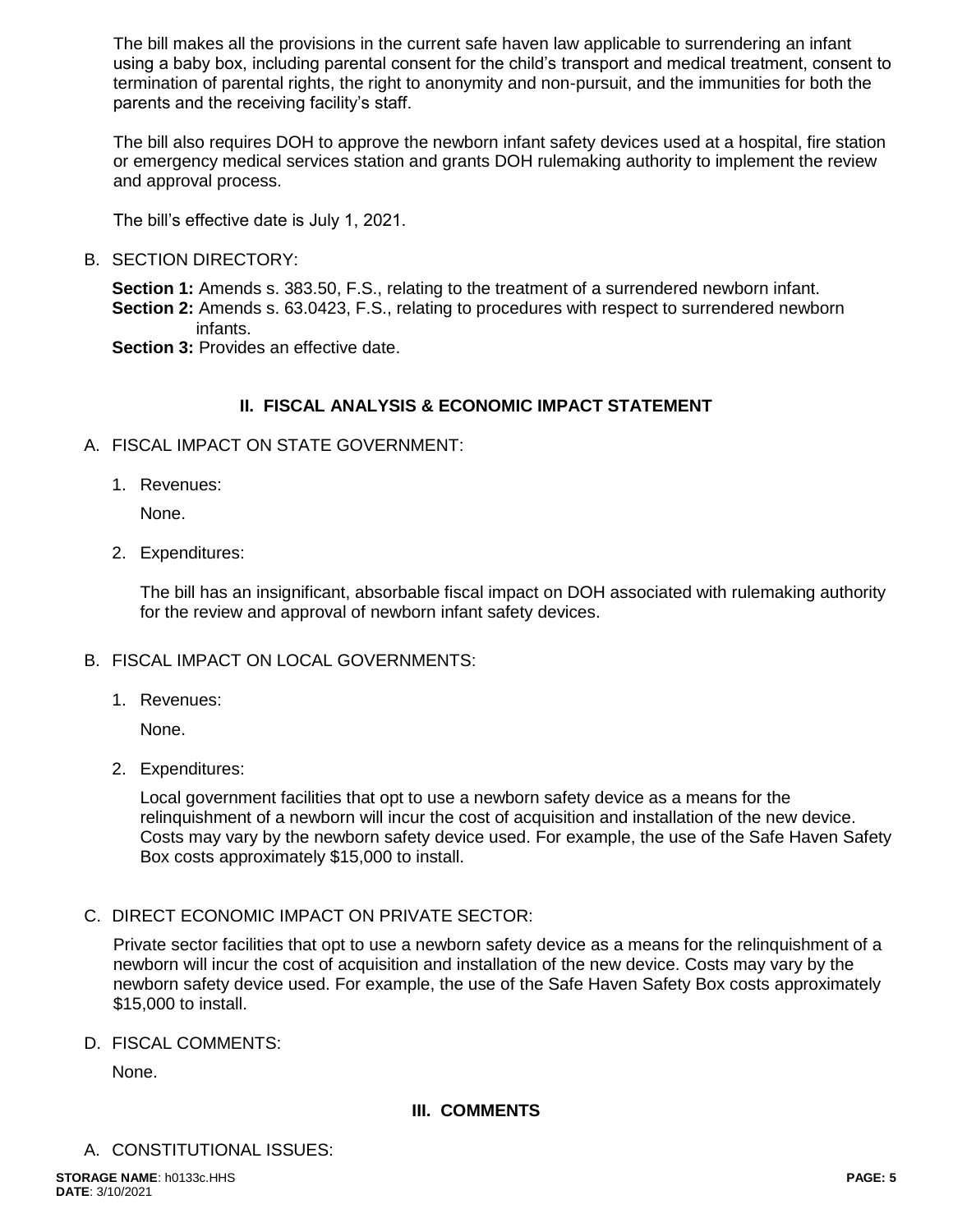The bill makes all the provisions in the current safe haven law applicable to surrendering an infant using a baby box, including parental consent for the child's transport and medical treatment, consent to termination of parental rights, the right to anonymity and non-pursuit, and the immunities for both the parents and the receiving facility's staff.

The bill also requires DOH to approve the newborn infant safety devices used at a hospital, fire station or emergency medical services station and grants DOH rulemaking authority to implement the review and approval process.

The bill's effective date is July 1, 2021.

B. SECTION DIRECTORY:

**Section 1:** Amends s. 383.50, F.S., relating to the treatment of a surrendered newborn infant.
**Section 2:** Amends s. 63.0423, F.S., relating to procedures with respect to surrendered newborn infants.
**Section 3:** Provides an effective date.

## II. FISCAL ANALYSIS & ECONOMIC IMPACT STATEMENT

A. FISCAL IMPACT ON STATE GOVERNMENT:

1. Revenues:

   None.

2. Expenditures:

   The bill has an insignificant, absorbable fiscal impact on DOH associated with rulemaking authority for the review and approval of newborn infant safety devices.

B. FISCAL IMPACT ON LOCAL GOVERNMENTS:

1. Revenues:

   None.

2. Expenditures:

   Local government facilities that opt to use a newborn safety device as a means for the relinquishment of a newborn will incur the cost of acquisition and installation of the new device. Costs may vary by the newborn safety device used. For example, the use of the Safe Haven Safety Box costs approximately $15,000 to install.

C. DIRECT ECONOMIC IMPACT ON PRIVATE SECTOR:

Private sector facilities that opt to use a newborn safety device as a means for the relinquishment of a newborn will incur the cost of acquisition and installation of the new device. Costs may vary by the newborn safety device used. For example, the use of the Safe Haven Safety Box costs approximately $15,000 to install.

D. FISCAL COMMENTS:

None.

## III. COMMENTS

A. CONSTITUTIONAL ISSUES: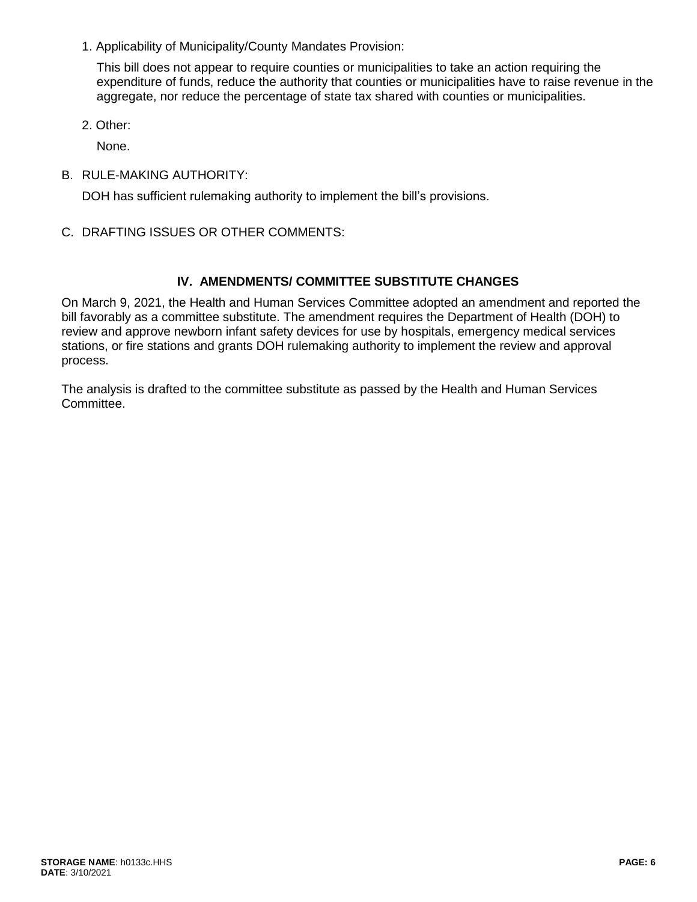1. Applicability of Municipality/County Mandates Provision:

   This bill does not appear to require counties or municipalities to take an action requiring the expenditure of funds, reduce the authority that counties or municipalities have to raise revenue in the aggregate, nor reduce the percentage of state tax shared with counties or municipalities.

2. Other:

   None.

B. RULE-MAKING AUTHORITY:

DOH has sufficient rulemaking authority to implement the bill's provisions.

C. DRAFTING ISSUES OR OTHER COMMENTS:

## IV. AMENDMENTS/ COMMITTEE SUBSTITUTE CHANGES

On March 9, 2021, the Health and Human Services Committee adopted an amendment and reported the bill favorably as a committee substitute. The amendment requires the Department of Health (DOH) to review and approve newborn infant safety devices for use by hospitals, emergency medical services stations, or fire stations and grants DOH rulemaking authority to implement the review and approval process.

The analysis is drafted to the committee substitute as passed by the Health and Human Services Committee.